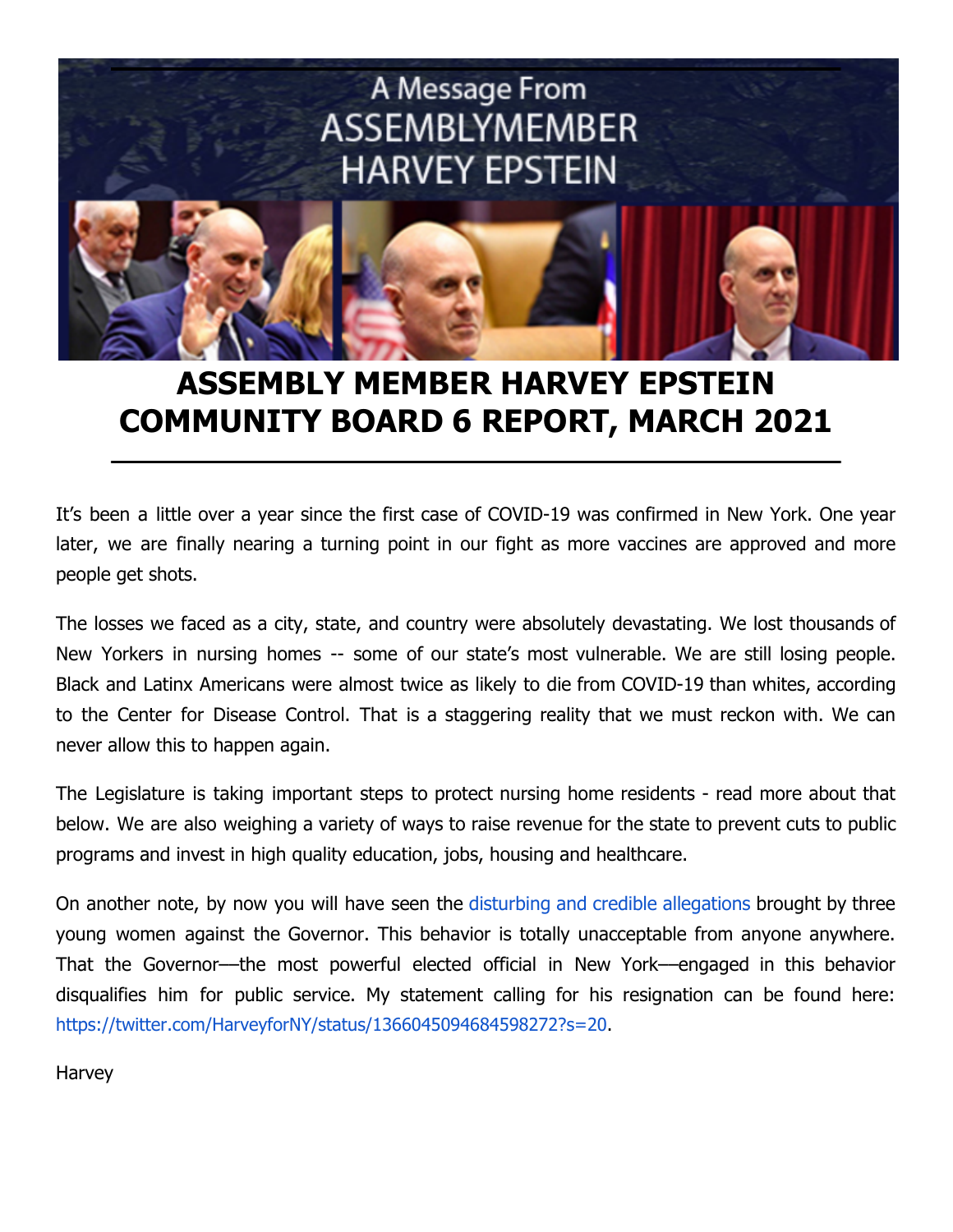A Message From ASSEMBLYMEMBER HARVEY EPSTEIN

# ASSEMBLY MEMBER HARVEY EPSTEIN COMMUNITY BOARD 6 REPORT, MARCH 2021

It's been a little over a year since the first case of COVID-19 was confirmed in New York. One year later, we are finally nearing a turning point in our fight as more vaccines are approved and more people get shots.

The losses we faced as a city, state, and country were absolutely devastating. We lost thousands of New Yorkers in nursing homes -- some of our state's most vulnerable. We are still losing people. Black and Latinx Americans were almost twice as likely to die from COVID-19 than whites, according to the Center for Disease Control. That is a staggering reality that we must reckon with. We can never allow this to happen again.

The Legislature is taking important steps to protect nursing home residents - read more about that below. We are also weighing a variety of ways to raise revenue for the state to prevent cuts to public programs and invest in high quality education, jobs, housing and healthcare.

On another note, by now you will have seen the disturbing and credible allegations brought by three young women against the Governor. This behavior is totally unacceptable from anyone anywhere. That the Governor—the most powerful elected official in New York—engaged in this behavior disqualifies him for public service. My statement calling for his resignation can be found here: https://twitter.com/HarveyforNY/status/1366045094684598272?s=20.

Harvey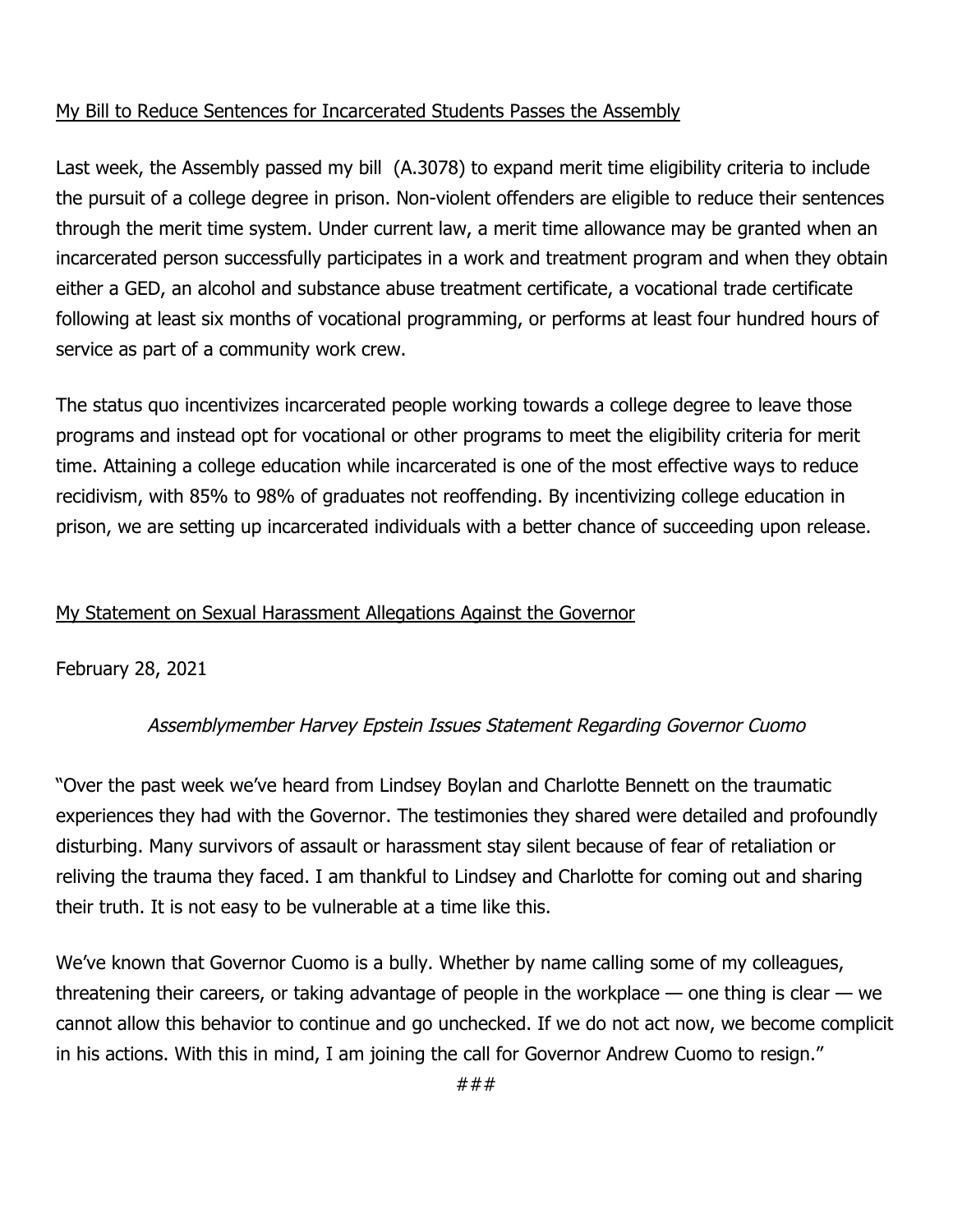## My Bill to Reduce Sentences for Incarcerated Students Passes the Assembly

Last week, the Assembly passed my bill (A.3078) to expand merit time eligibility criteria to include the pursuit of a college degree in prison. Non-violent offenders are eligible to reduce their sentences through the merit time system. Under current law, a merit time allowance may be granted when an incarcerated person successfully participates in a work and treatment program and when they obtain either a GED, an alcohol and substance abuse treatment certificate, a vocational trade certificate following at least six months of vocational programming, or performs at least four hundred hours of service as part of a community work crew.

The status quo incentivizes incarcerated people working towards a college degree to leave those programs and instead opt for vocational or other programs to meet the eligibility criteria for merit time. Attaining a college education while incarcerated is one of the most effective ways to reduce recidivism, with 85% to 98% of graduates not reoffending. By incentivizing college education in prison, we are setting up incarcerated individuals with a better chance of succeeding upon release.

## My Statement on Sexual Harassment Allegations Against the Governor

February 28, 2021

*Assemblymember Harvey Epstein Issues Statement Regarding Governor Cuomo*

"Over the past week we've heard from Lindsey Boylan and Charlotte Bennett on the traumatic experiences they had with the Governor. The testimonies they shared were detailed and profoundly disturbing. Many survivors of assault or harassment stay silent because of fear of retaliation or reliving the trauma they faced. I am thankful to Lindsey and Charlotte for coming out and sharing their truth. It is not easy to be vulnerable at a time like this.

We've known that Governor Cuomo is a bully. Whether by name calling some of my colleagues, threatening their careers, or taking advantage of people in the workplace — one thing is clear — we cannot allow this behavior to continue and go unchecked. If we do not act now, we become complicit in his actions. With this in mind, I am joining the call for Governor Andrew Cuomo to resign."

###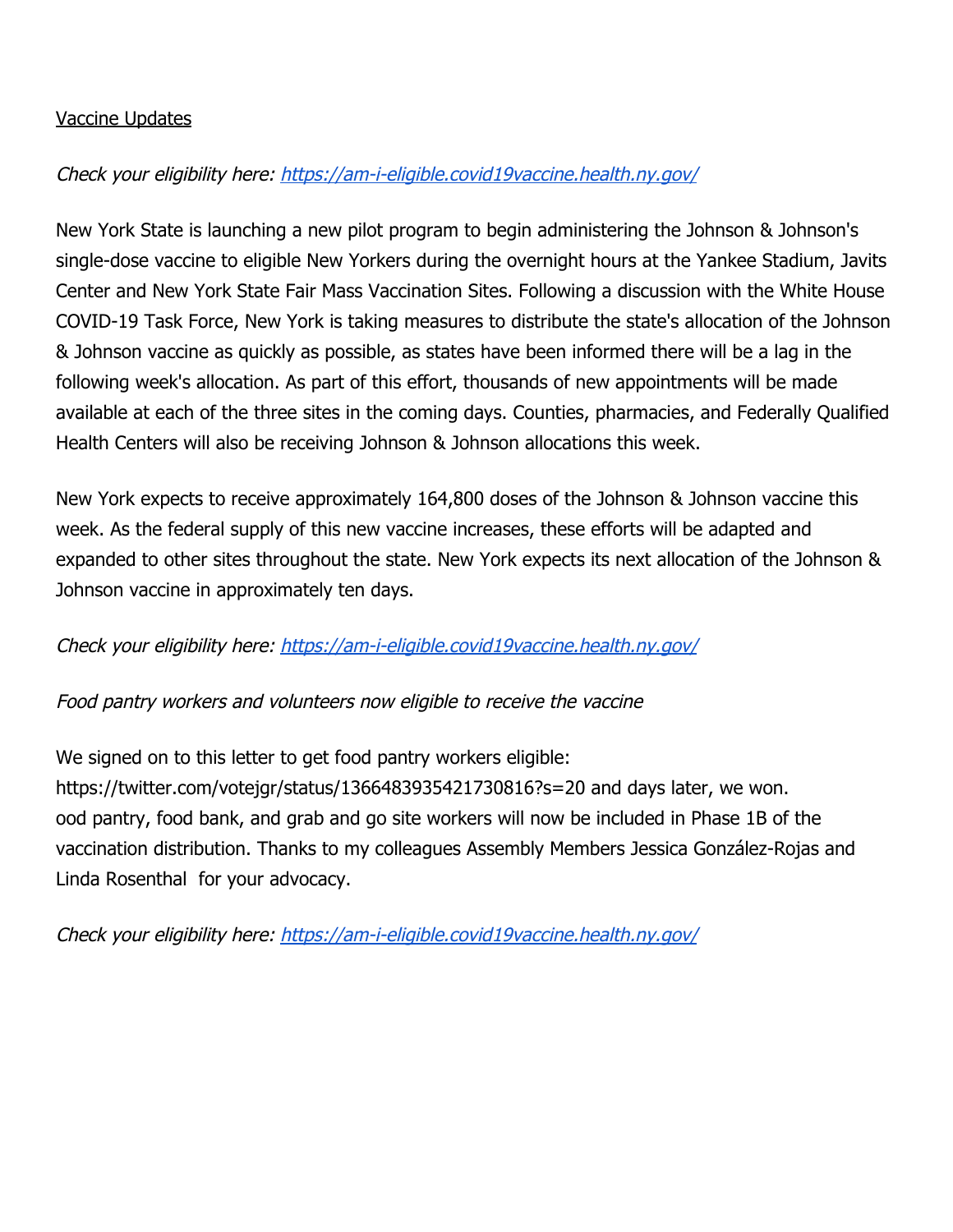<u>Vaccine Updates</u>

*Check your eligibility here: [https://am-i-eligible.covid19vaccine.health.ny.gov/](https://am-i-eligible.covid19vaccine.health.ny.gov/)*

New York State is launching a new pilot program to begin administering the Johnson & Johnson's single-dose vaccine to eligible New Yorkers during the overnight hours at the Yankee Stadium, Javits Center and New York State Fair Mass Vaccination Sites. Following a discussion with the White House COVID-19 Task Force, New York is taking measures to distribute the state's allocation of the Johnson & Johnson vaccine as quickly as possible, as states have been informed there will be a lag in the following week's allocation. As part of this effort, thousands of new appointments will be made available at each of the three sites in the coming days. Counties, pharmacies, and Federally Qualified Health Centers will also be receiving Johnson & Johnson allocations this week.

New York expects to receive approximately 164,800 doses of the Johnson & Johnson vaccine this week. As the federal supply of this new vaccine increases, these efforts will be adapted and expanded to other sites throughout the state. New York expects its next allocation of the Johnson & Johnson vaccine in approximately ten days.

*Check your eligibility here: [https://am-i-eligible.covid19vaccine.health.ny.gov/](https://am-i-eligible.covid19vaccine.health.ny.gov/)*

*Food pantry workers and volunteers now eligible to receive the vaccine*

We signed on to this letter to get food pantry workers eligible: https://twitter.com/votejgr/status/1366483935421730816?s=20 and days later, we won. ood pantry, food bank, and grab and go site workers will now be included in Phase 1B of the vaccination distribution. Thanks to my colleagues Assembly Members Jessica González-Rojas and Linda Rosenthal for your advocacy.

*Check your eligibility here: [https://am-i-eligible.covid19vaccine.health.ny.gov/](https://am-i-eligible.covid19vaccine.health.ny.gov/)*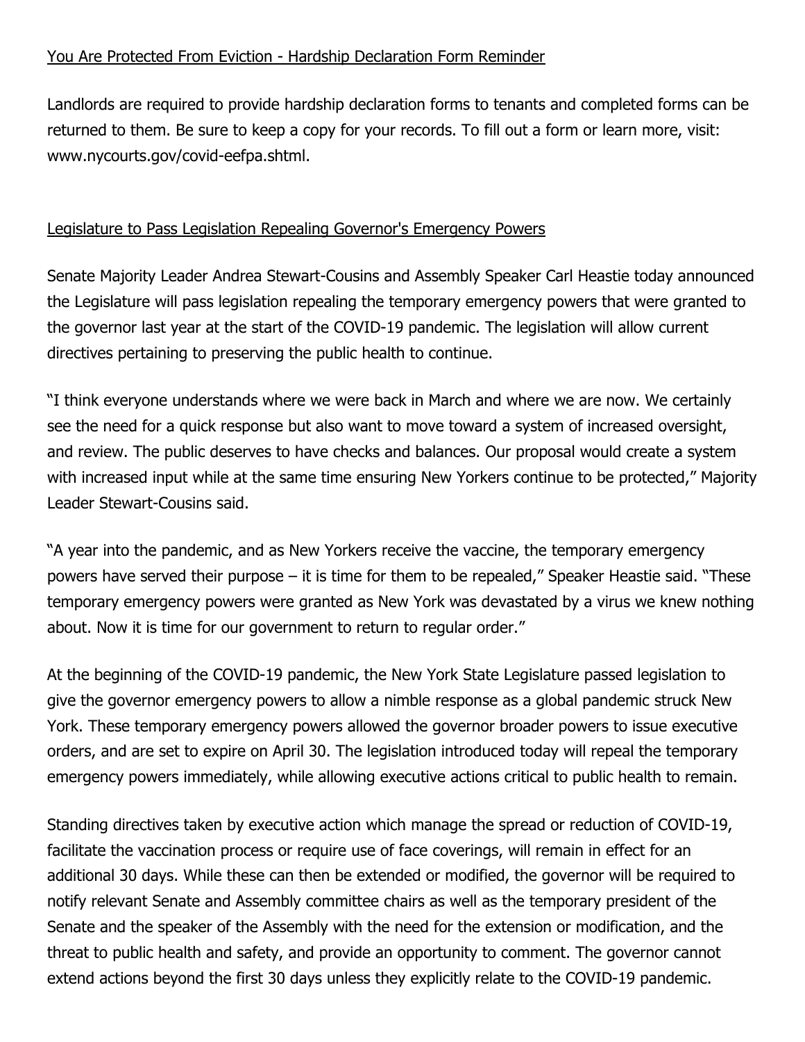## You Are Protected From Eviction - Hardship Declaration Form Reminder

Landlords are required to provide hardship declaration forms to tenants and completed forms can be returned to them. Be sure to keep a copy for your records. To fill out a form or learn more, visit: www.nycourts.gov/covid-eefpa.shtml.

## Legislature to Pass Legislation Repealing Governor's Emergency Powers

Senate Majority Leader Andrea Stewart-Cousins and Assembly Speaker Carl Heastie today announced the Legislature will pass legislation repealing the temporary emergency powers that were granted to the governor last year at the start of the COVID-19 pandemic. The legislation will allow current directives pertaining to preserving the public health to continue.

"I think everyone understands where we were back in March and where we are now. We certainly see the need for a quick response but also want to move toward a system of increased oversight, and review. The public deserves to have checks and balances. Our proposal would create a system with increased input while at the same time ensuring New Yorkers continue to be protected," Majority Leader Stewart-Cousins said.

"A year into the pandemic, and as New Yorkers receive the vaccine, the temporary emergency powers have served their purpose – it is time for them to be repealed," Speaker Heastie said. "These temporary emergency powers were granted as New York was devastated by a virus we knew nothing about. Now it is time for our government to return to regular order."

At the beginning of the COVID-19 pandemic, the New York State Legislature passed legislation to give the governor emergency powers to allow a nimble response as a global pandemic struck New York. These temporary emergency powers allowed the governor broader powers to issue executive orders, and are set to expire on April 30. The legislation introduced today will repeal the temporary emergency powers immediately, while allowing executive actions critical to public health to remain.

Standing directives taken by executive action which manage the spread or reduction of COVID-19, facilitate the vaccination process or require use of face coverings, will remain in effect for an additional 30 days. While these can then be extended or modified, the governor will be required to notify relevant Senate and Assembly committee chairs as well as the temporary president of the Senate and the speaker of the Assembly with the need for the extension or modification, and the threat to public health and safety, and provide an opportunity to comment. The governor cannot extend actions beyond the first 30 days unless they explicitly relate to the COVID-19 pandemic.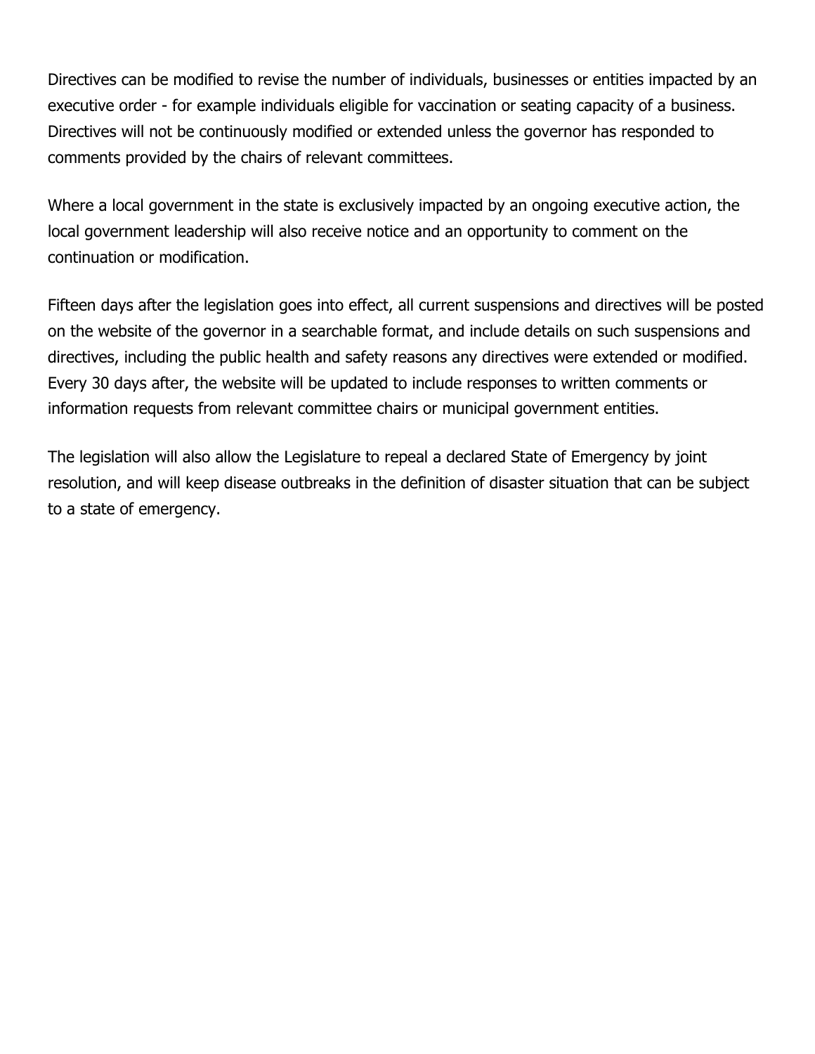Directives can be modified to revise the number of individuals, businesses or entities impacted by an executive order - for example individuals eligible for vaccination or seating capacity of a business. Directives will not be continuously modified or extended unless the governor has responded to comments provided by the chairs of relevant committees.

Where a local government in the state is exclusively impacted by an ongoing executive action, the local government leadership will also receive notice and an opportunity to comment on the continuation or modification.

Fifteen days after the legislation goes into effect, all current suspensions and directives will be posted on the website of the governor in a searchable format, and include details on such suspensions and directives, including the public health and safety reasons any directives were extended or modified. Every 30 days after, the website will be updated to include responses to written comments or information requests from relevant committee chairs or municipal government entities.

The legislation will also allow the Legislature to repeal a declared State of Emergency by joint resolution, and will keep disease outbreaks in the definition of disaster situation that can be subject to a state of emergency.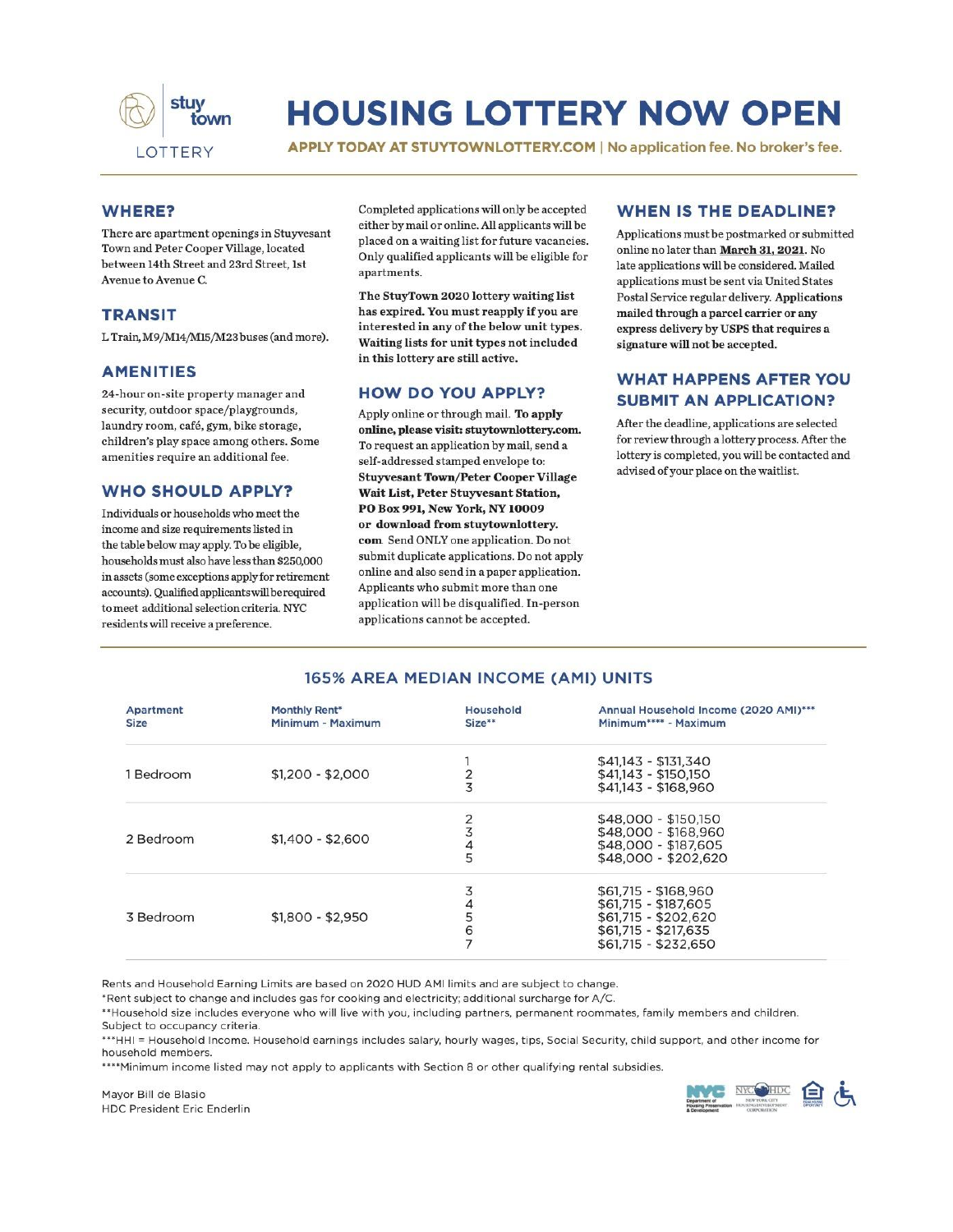stuy town

LOTTERY

# HOUSING LOTTERY NOW OPEN

**APPLY TODAY AT STUYTOWNLOTTERY.COM | No application fee. No broker's fee.**

## WHERE?

There are apartment openings in Stuyvesant Town and Peter Cooper Village, located between 14th Street and 23rd Street, 1st Avenue to Avenue C.

## TRANSIT

L Train, M9/M14/M15/M23 buses (and more).

## AMENITIES

24-hour on-site property manager and security, outdoor space/playgrounds, laundry room, café, gym, bike storage, children's play space among others. Some amenities require an additional fee.

## WHO SHOULD APPLY?

Individuals or households who meet the income and size requirements listed in the table below may apply. To be eligible, households must also have less than $250,000 in assets (some exceptions apply for retirement accounts). Qualified applicants will be required to meet additional selection criteria. NYC residents will receive a preference.

Completed applications will only be accepted either by mail or online. All applicants will be placed on a waiting list for future vacancies. Only qualified applicants will be eligible for apartments.

**The StuyTown 2020 lottery waiting list has expired. You must reapply if you are interested in any of the below unit types. Waiting lists for unit types not included in this lottery are still active.**

## HOW DO YOU APPLY?

Apply online or through mail. **To apply online, please visit: stuytownlottery.com.** To request an application by mail, send a self-addressed stamped envelope to: **Stuyvesant Town/Peter Cooper Village Wait List, Peter Stuyvesant Station, PO Box 991, New York, NY 10009 or download from stuytownlottery.com** Send ONLY one application. Do not submit duplicate applications. Do not apply online and also send in a paper application. Applicants who submit more than one application will be disqualified. In-person applications cannot be accepted.

## WHEN IS THE DEADLINE?

Applications must be postmarked or submitted online no later than **March 31, 2021**. No late applications will be considered. Mailed applications must be sent via United States Postal Service regular delivery. **Applications mailed through a parcel carrier or any express delivery by USPS that requires a signature will not be accepted.**

## WHAT HAPPENS AFTER YOU SUBMIT AN APPLICATION?

After the deadline, applications are selected for review through a lottery process. After the lottery is completed, you will be contacted and advised of your place on the waitlist.

## 165% AREA MEDIAN INCOME (AMI) UNITS

| Apartment Size | Monthly Rent* Minimum - Maximum | Household Size** | Annual Household Income (2020 AMI)*** Minimum**** - Maximum |
|---|---|---|---|
| 1 Bedroom | $1,200 - $2,000 | 1 | $41,143 - $131,340 |
| | | 2 | $41,143 - $150,150 |
| | | 3 | $41,143 - $168,960 |
| 2 Bedroom | $1,400 - $2,600 | 2 | $48,000 - $150,150 |
| | | 3 | $48,000 - $168,960 |
| | | 4 | $48,000 - $187,605 |
| | | 5 | $48,000 - $202,620 |
| 3 Bedroom | $1,800 - $2,950 | 3 | $61,715 - $168,960 |
| | | 4 | $61,715 - $187,605 |
| | | 5 | $61,715 - $202,620 |
| | | 6 | $61,715 - $217,635 |
| | | 7 | $61,715 - $232,650 |

Rents and Household Earning Limits are based on 2020 HUD AMI limits and are subject to change.

*Rent subject to change and includes gas for cooking and electricity; additional surcharge for A/C.

**Household size includes everyone who will live with you, including partners, permanent roommates, family members and children. Subject to occupancy criteria.

***HHI = Household Income. Household earnings includes salary, hourly wages, tips, Social Security, child support, and other income for household members.

****Minimum income listed may not apply to applicants with Section 8 or other qualifying rental subsidies.

Mayor Bill de Blasio
HDC President Eric Enderlin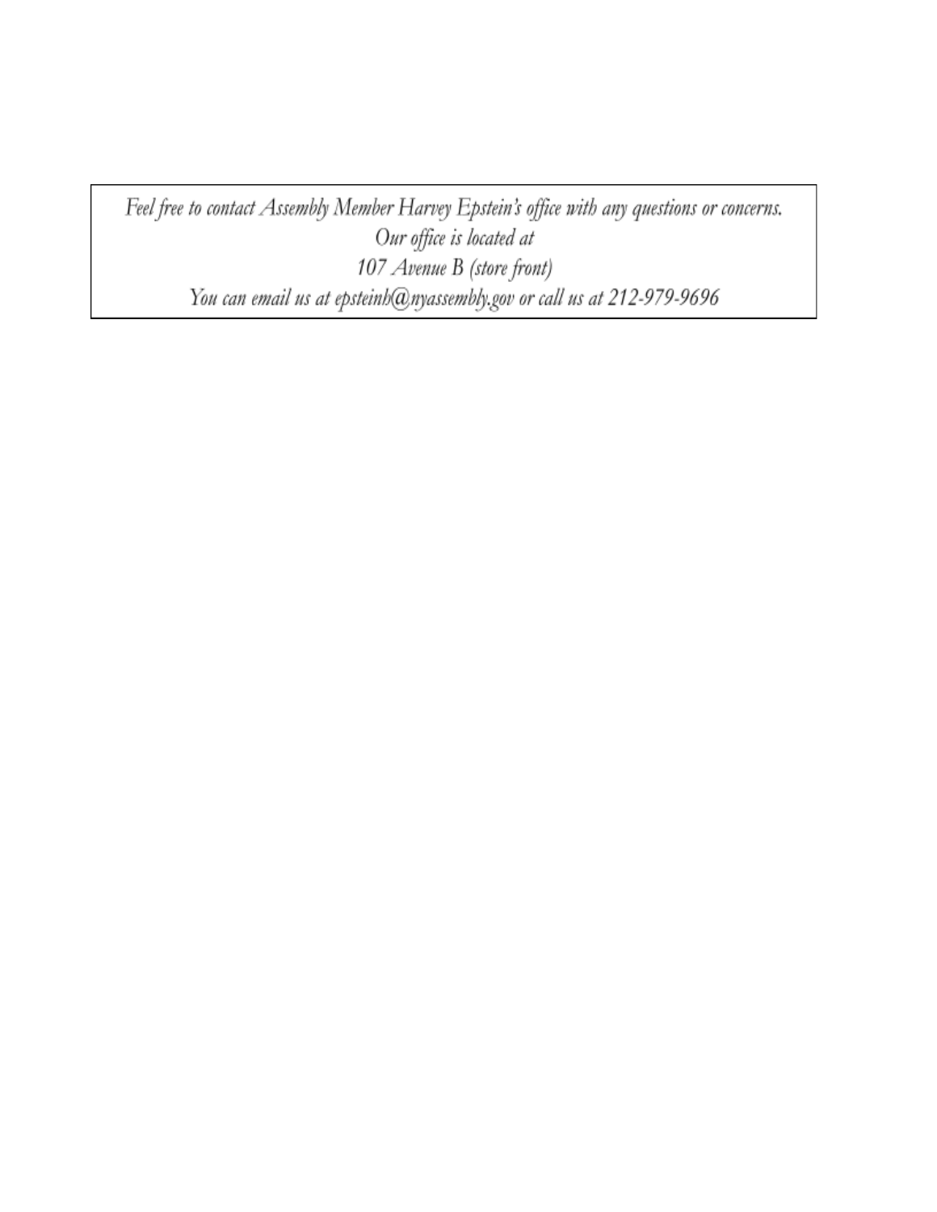*Feel free to contact Assembly Member Harvey Epstein's office with any questions or concerns.*
*Our office is located at*
*107 Avenue B (store front)*
*You can email us at epsteinh@nyassembly.gov or call us at 212-979-9696*